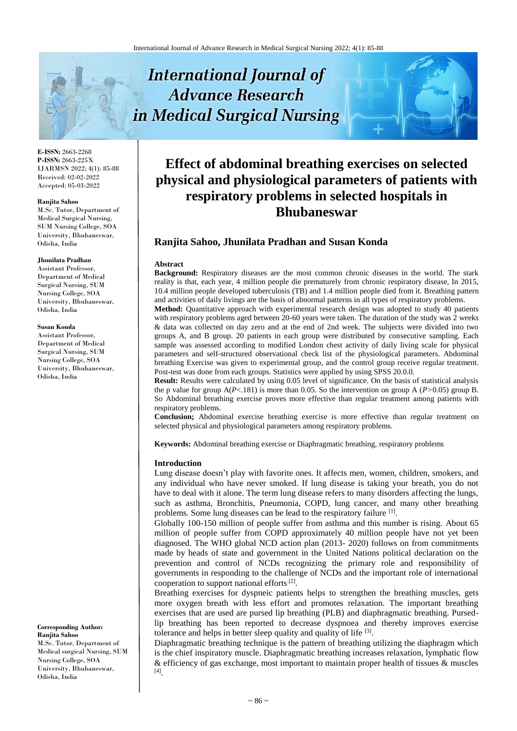# Effect of abdominal breathing exercises on selected physical and physiological parameters of patients with respiratory problems in selected hospitals in Bhubaneswar

**Ranjita Sahoo, Jhunilata Pradhan and Susan Konda**

**E-ISSN:** 2663-2268
**P-ISSN:** 2663-225X
IJARMSN 2022; 4(1): 85-88
Received: 02-02-2022
Accepted: 05-03-2022

**Ranjita Sahoo**
M.Sc. Tutor, Department of Medical Surgical Nursing, SUM Nursing College, SOA University, Bhubaneswar, Odisha, India

**Jhunilata Pradhan**
Assistant Professor, Department of Medical Surgical Nursing, SUM Nursing College, SOA University, Bhubaneswar, Odisha, India

**Susan Konda**
Assistant Professor, Department of Medical Surgical Nursing, SUM Nursing College, SOA University, Bhubaneswar, Odisha, India

**Corresponding Author:**
**Ranjita Sahoo**
M.Sc. Tutor, Department of Medical surgical Nursing, SUM Nursing College, SOA University, Bhubaneswar, Odisha, India

## Abstract

**Background:** Respiratory diseases are the most common chronic diseases in the world. The stark reality is that, each year, 4 million people die prematurely from chronic respiratory disease, In 2015, 10.4 million people developed tuberculosis (TB) and 1.4 million people died from it. Breathing pattern and activities of daily livings are the basis of abnormal patterns in all types of respiratory problems.

**Method:** Quantitative approach with experimental research design was adopted to study 40 patients with respiratory problems aged between 20-60 years were taken. The duration of the study was 2 weeks & data was collected on day zero and at the end of 2nd week. The subjects were divided into two groups A, and B group. 20 patients in each group were distributed by consecutive sampling. Each sample was assessed according to modified London chest activity of daily living scale for physical parameters and self-structured observational check list of the physiological parameters. Abdominal breathing Exercise was given to experimental group, and the control group receive regular treatment. Post-test was done from each groups. Statistics were applied by using SPSS 20.0.0.

**Result:** Results were calculated by using 0.05 level of significance. On the basis of statistical analysis the p value for group A($P$<.181) is more than 0.05. So the intervention on group A ($P$>0.05) group B. So Abdominal breathing exercise proves more effective than regular treatment among patients with respiratory problems.

**Conclusion;** Abdominal exercise breathing exercise is more effective than regular treatment on selected physical and physiological parameters among respiratory problems.

**Keywords:** Abdominal breathing exercise or Diaphragmatic breathing, respiratory problems

## Introduction

Lung disease doesn't play with favorite ones. It affects men, women, children, smokers, and any individual who have never smoked. If lung disease is taking your breath, you do not have to deal with it alone. The term lung disease refers to many disorders affecting the lungs, such as asthma, Bronchitis, Pneumonia, COPD, lung cancer, and many other breathing problems. Some lung diseases can be lead to the respiratory failure [1].

Globally 100-150 million of people suffer from asthma and this number is rising. About 65 million of people suffer from COPD approximately 40 million people have not yet been diagnosed. The WHO global NCD action plan (2013- 2020) follows on from commitments made by heads of state and government in the United Nations political declaration on the prevention and control of NCDs recognizing the primary role and responsibility of governments in responding to the challenge of NCDs and the important role of international cooperation to support national efforts.[2].

Breathing exercises for dyspneic patients helps to strengthen the breathing muscles, gets more oxygen breath with less effort and promotes relaxation. The important breathing exercises that are used are pursed lip breathing (PLB) and diaphragmatic breathing. Pursed-lip breathing has been reported to decrease dyspnoea and thereby improves exercise tolerance and helps in better sleep quality and quality of life [3].

Diaphragmatic breathing technique is the pattern of breathing utilizing the diaphragm which is the chief inspiratory muscle. Diaphragmatic breathing increases relaxation, lymphatic flow & efficiency of gas exchange, most important to maintain proper health of tissues & muscles [4].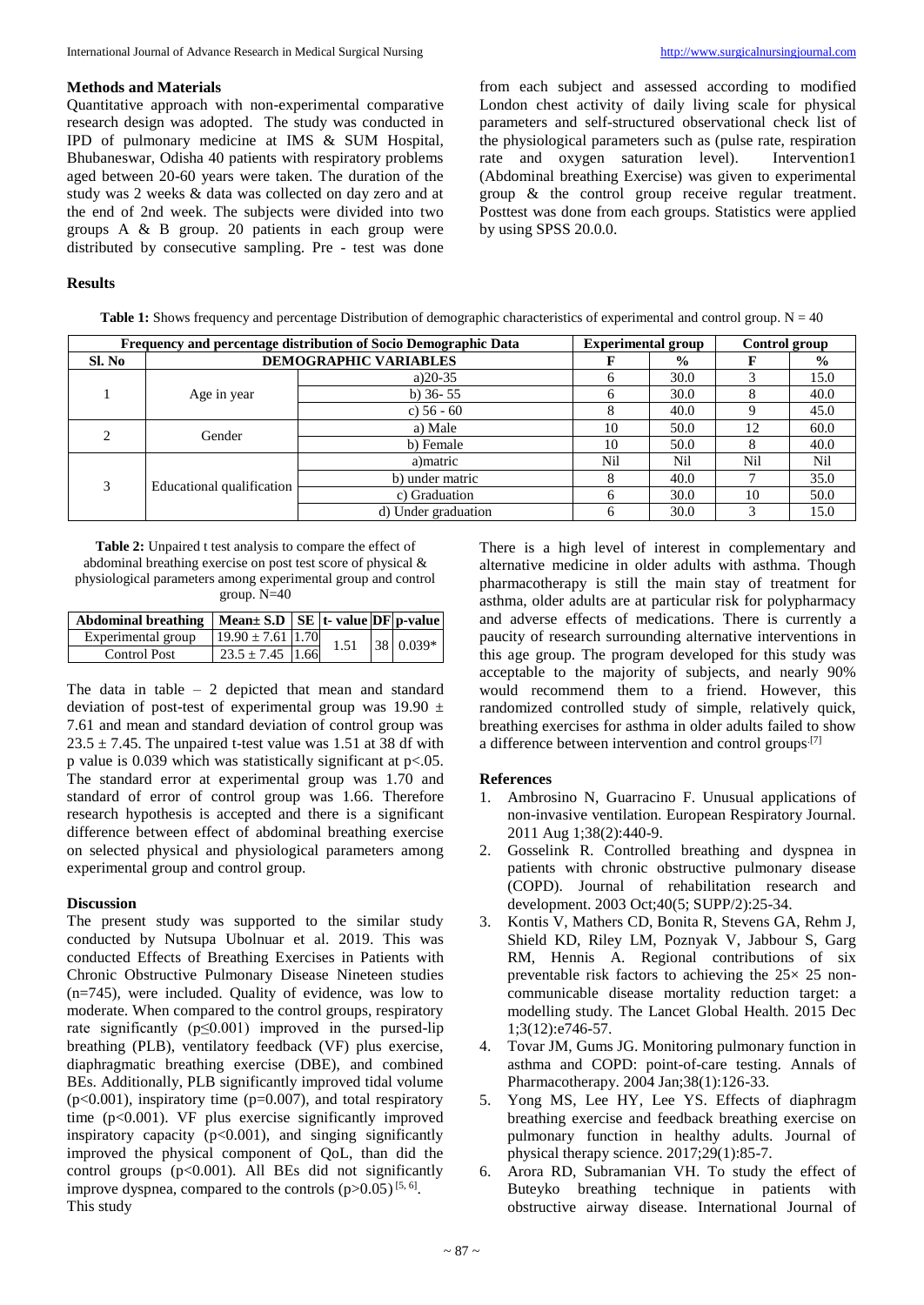## Methods and Materials

Quantitative approach with non-experimental comparative research design was adopted. The study was conducted in IPD of pulmonary medicine at IMS & SUM Hospital, Bhubaneswar, Odisha 40 patients with respiratory problems aged between 20-60 years were taken. The duration of the study was 2 weeks & data was collected on day zero and at the end of 2nd week. The subjects were divided into two groups A & B group. 20 patients in each group were distributed by consecutive sampling. Pre - test was done from each subject and assessed according to modified London chest activity of daily living scale for physical parameters and self-structured observational check list of the physiological parameters such as (pulse rate, respiration rate and oxygen saturation level). Intervention1 (Abdominal breathing Exercise) was given to experimental group & the control group receive regular treatment. Posttest was done from each groups. Statistics were applied by using SPSS 20.0.0.

## Results

**Table 1:** Shows frequency and percentage Distribution of demographic characteristics of experimental and control group. N = 40

| Frequency and percentage distribution of Socio Demographic Data | | | Experimental group | | Control group | |
|---|---|---|---|---|---|---|
| Sl. No | DEMOGRAPHIC VARIABLES | | F | % | F | % |
| 1 | Age in year | a)20-35 | 6 | 30.0 | 3 | 15.0 |
| | | b) 36- 55 | 6 | 30.0 | 8 | 40.0 |
| | | c) 56 - 60 | 8 | 40.0 | 9 | 45.0 |
| 2 | Gender | a) Male | 10 | 50.0 | 12 | 60.0 |
| | | b) Female | 10 | 50.0 | 8 | 40.0 |
| 3 | Educational qualification | a)matric | Nil | Nil | Nil | Nil |
| | | b) under matric | 8 | 40.0 | 7 | 35.0 |
| | | c) Graduation | 6 | 30.0 | 10 | 50.0 |
| | | d) Under graduation | 6 | 30.0 | 3 | 15.0 |

**Table 2:** Unpaired t test analysis to compare the effect of abdominal breathing exercise on post test score of physical & physiological parameters among experimental group and control group. N=40

| Abdominal breathing | Mean± S.D | SE | t- value | DF | p-value |
|---|---|---|---|---|---|
| Experimental group | 19.90 ± 7.61 | 1.70 | 1.51 | 38 | 0.039* |
| Control Post | 23.5 ± 7.45 | 1.66 | | | |

The data in table – 2 depicted that mean and standard deviation of post-test of experimental group was 19.90 ± 7.61 and mean and standard deviation of control group was 23.5 ± 7.45. The unpaired t-test value was 1.51 at 38 df with p value is 0.039 which was statistically significant at $p<.05$. The standard error at experimental group was 1.70 and standard of error of control group was 1.66. Therefore research hypothesis is accepted and there is a significant difference between effect of abdominal breathing exercise on selected physical and physiological parameters among experimental group and control group.

## Discussion

The present study was supported to the similar study conducted by Nutsupa Ubolnuar et al. 2019. This was conducted Effects of Breathing Exercises in Patients with Chronic Obstructive Pulmonary Disease Nineteen studies (n=745), were included. Quality of evidence, was low to moderate. When compared to the control groups, respiratory rate significantly ($p\leq 0.001$) improved in the pursed-lip breathing (PLB), ventilatory feedback (VF) plus exercise, diaphragmatic breathing exercise (DBE), and combined BEs. Additionally, PLB significantly improved tidal volume ($p<0.001$), inspiratory time ($p=0.007$), and total respiratory time ($p<0.001$). VF plus exercise significantly improved inspiratory capacity ($p<0.001$), and singing significantly improved the physical component of QoL, than did the control groups ($p<0.001$). All BEs did not significantly improve dyspnea, compared to the controls ($p>0.05$) [5, 6]. This study

There is a high level of interest in complementary and alternative medicine in older adults with asthma. Though pharmacotherapy is still the main stay of treatment for asthma, older adults are at particular risk for polypharmacy and adverse effects of medications. There is currently a paucity of research surrounding alternative interventions in this age group. The program developed for this study was acceptable to the majority of subjects, and nearly 90% would recommend them to a friend. However, this randomized controlled study of simple, relatively quick, breathing exercises for asthma in older adults failed to show a difference between intervention and control groups.[7]

## References

1. Ambrosino N, Guarracino F. Unusual applications of non-invasive ventilation. European Respiratory Journal. 2011 Aug 1;38(2):440-9.
2. Gosselink R. Controlled breathing and dyspnea in patients with chronic obstructive pulmonary disease (COPD). Journal of rehabilitation research and development. 2003 Oct;40(5; SUPP/2):25-34.
3. Kontis V, Mathers CD, Bonita R, Stevens GA, Rehm J, Shield KD, Riley LM, Poznyak V, Jabbour S, Garg RM, Hennis A. Regional contributions of six preventable risk factors to achieving the 25× 25 non-communicable disease mortality reduction target: a modelling study. The Lancet Global Health. 2015 Dec 1;3(12):e746-57.
4. Tovar JM, Gums JG. Monitoring pulmonary function in asthma and COPD: point-of-care testing. Annals of Pharmacotherapy. 2004 Jan;38(1):126-33.
5. Yong MS, Lee HY, Lee YS. Effects of diaphragm breathing exercise and feedback breathing exercise on pulmonary function in healthy adults. Journal of physical therapy science. 2017;29(1):85-7.
6. Arora RD, Subramanian VH. To study the effect of Buteyko breathing technique in patients with obstructive airway disease. International Journal of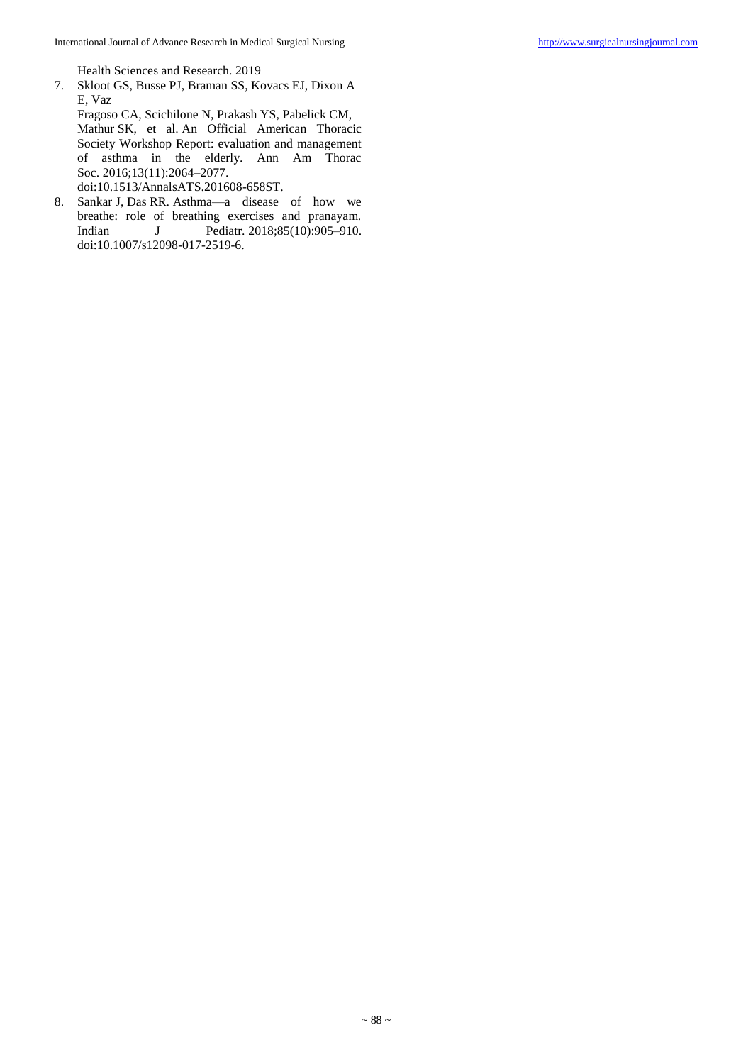Health Sciences and Research. 2019

7. Skloot GS, Busse PJ, Braman SS, Kovacs EJ, Dixon A E, Vaz Fragoso CA, Scichilone N, Prakash YS, Pabelick CM, Mathur SK, et al. An Official American Thoracic Society Workshop Report: evaluation and management of asthma in the elderly. Ann Am Thorac Soc. 2016;13(11):2064–2077. doi:10.1513/AnnalsATS.201608-658ST.
8. Sankar J, Das RR. Asthma—a disease of how we breathe: role of breathing exercises and pranayam. Indian J Pediatr. 2018;85(10):905–910. doi:10.1007/s12098-017-2519-6.